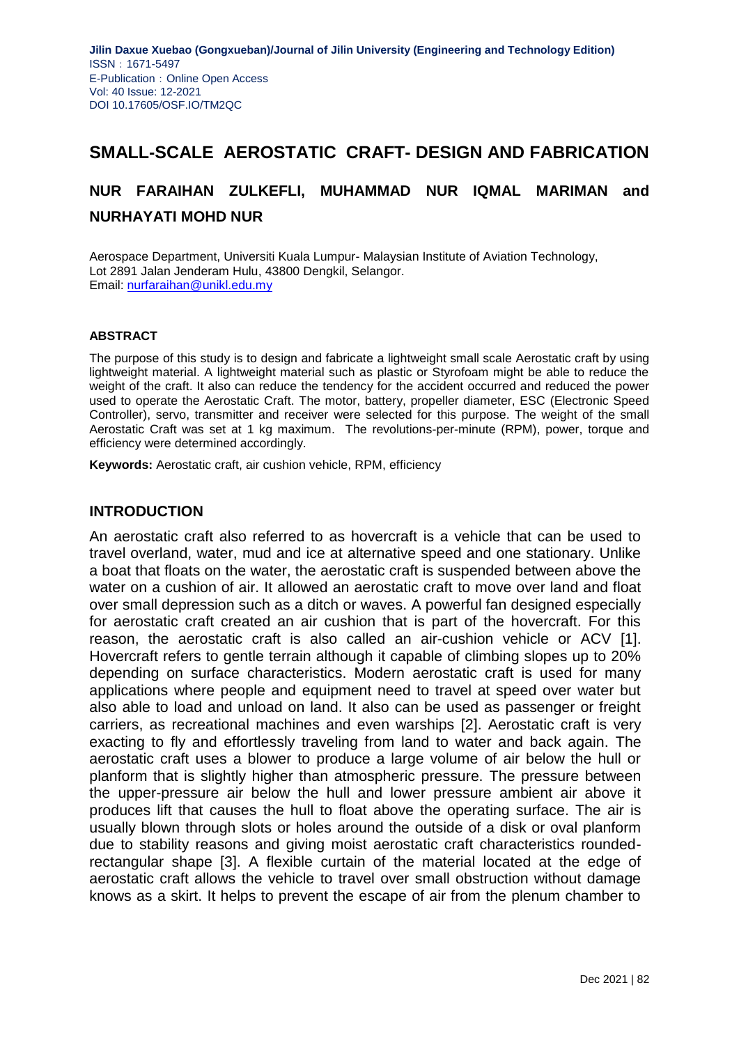# SMALL-SCALE AEROSTATIC CRAFT- DESIGN AND FABRICATION

## NUR FARAIHAN ZULKEFLI, MUHAMMAD NUR IQMAL MARIMAN and NURHAYATI MOHD NUR

Aerospace Department, Universiti Kuala Lumpur- Malaysian Institute of Aviation Technology, Lot 2891 Jalan Jenderam Hulu, 43800 Dengkil, Selangor.
Email: nurfaraihan@unikl.edu.my

### ABSTRACT

The purpose of this study is to design and fabricate a lightweight small scale Aerostatic craft by using lightweight material. A lightweight material such as plastic or Styrofoam might be able to reduce the weight of the craft. It also can reduce the tendency for the accident occurred and reduced the power used to operate the Aerostatic Craft. The motor, battery, propeller diameter, ESC (Electronic Speed Controller), servo, transmitter and receiver were selected for this purpose. The weight of the small Aerostatic Craft was set at 1 kg maximum. The revolutions-per-minute (RPM), power, torque and efficiency were determined accordingly.

**Keywords:** Aerostatic craft, air cushion vehicle, RPM, efficiency

## INTRODUCTION

An aerostatic craft also referred to as hovercraft is a vehicle that can be used to travel overland, water, mud and ice at alternative speed and one stationary. Unlike a boat that floats on the water, the aerostatic craft is suspended between above the water on a cushion of air. It allowed an aerostatic craft to move over land and float over small depression such as a ditch or waves. A powerful fan designed especially for aerostatic craft created an air cushion that is part of the hovercraft. For this reason, the aerostatic craft is also called an air-cushion vehicle or ACV [1]. Hovercraft refers to gentle terrain although it capable of climbing slopes up to 20% depending on surface characteristics. Modern aerostatic craft is used for many applications where people and equipment need to travel at speed over water but also able to load and unload on land. It also can be used as passenger or freight carriers, as recreational machines and even warships [2]. Aerostatic craft is very exacting to fly and effortlessly traveling from land to water and back again. The aerostatic craft uses a blower to produce a large volume of air below the hull or planform that is slightly higher than atmospheric pressure. The pressure between the upper-pressure air below the hull and lower pressure ambient air above it produces lift that causes the hull to float above the operating surface. The air is usually blown through slots or holes around the outside of a disk or oval planform due to stability reasons and giving moist aerostatic craft characteristics rounded-rectangular shape [3]. A flexible curtain of the material located at the edge of aerostatic craft allows the vehicle to travel over small obstruction without damage knows as a skirt. It helps to prevent the escape of air from the plenum chamber to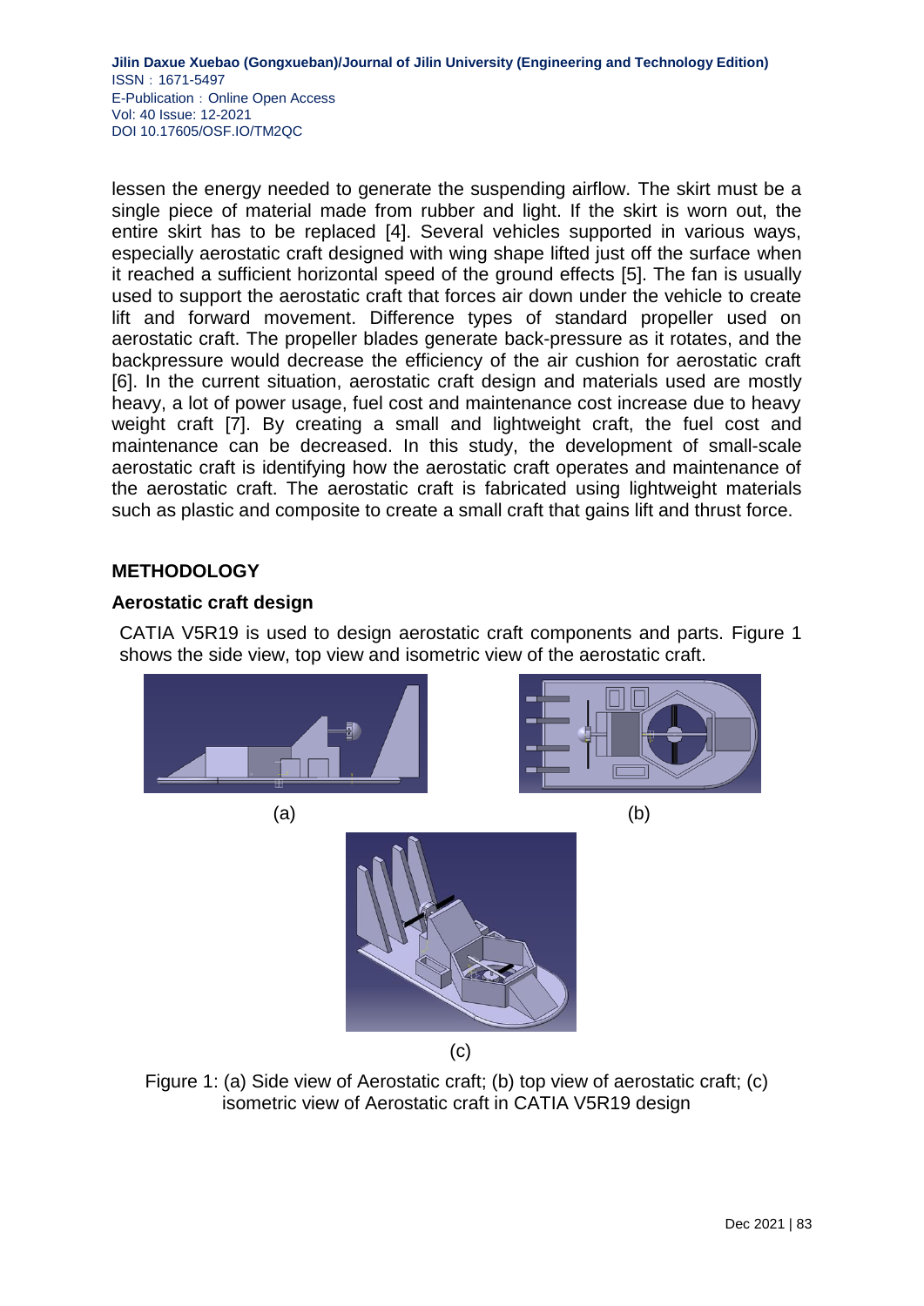lessen the energy needed to generate the suspending airflow. The skirt must be a single piece of material made from rubber and light. If the skirt is worn out, the entire skirt has to be replaced [4]. Several vehicles supported in various ways, especially aerostatic craft designed with wing shape lifted just off the surface when it reached a sufficient horizontal speed of the ground effects [5]. The fan is usually used to support the aerostatic craft that forces air down under the vehicle to create lift and forward movement. Difference types of standard propeller used on aerostatic craft. The propeller blades generate back-pressure as it rotates, and the backpressure would decrease the efficiency of the air cushion for aerostatic craft [6]. In the current situation, aerostatic craft design and materials used are mostly heavy, a lot of power usage, fuel cost and maintenance cost increase due to heavy weight craft [7]. By creating a small and lightweight craft, the fuel cost and maintenance can be decreased. In this study, the development of small-scale aerostatic craft is identifying how the aerostatic craft operates and maintenance of the aerostatic craft. The aerostatic craft is fabricated using lightweight materials such as plastic and composite to create a small craft that gains lift and thrust force.

## METHODOLOGY

### Aerostatic craft design

CATIA V5R19 is used to design aerostatic craft components and parts. Figure 1 shows the side view, top view and isometric view of the aerostatic craft.

(a)

(b)

(c)

Figure 1: (a) Side view of Aerostatic craft; (b) top view of aerostatic craft; (c) isometric view of Aerostatic craft in CATIA V5R19 design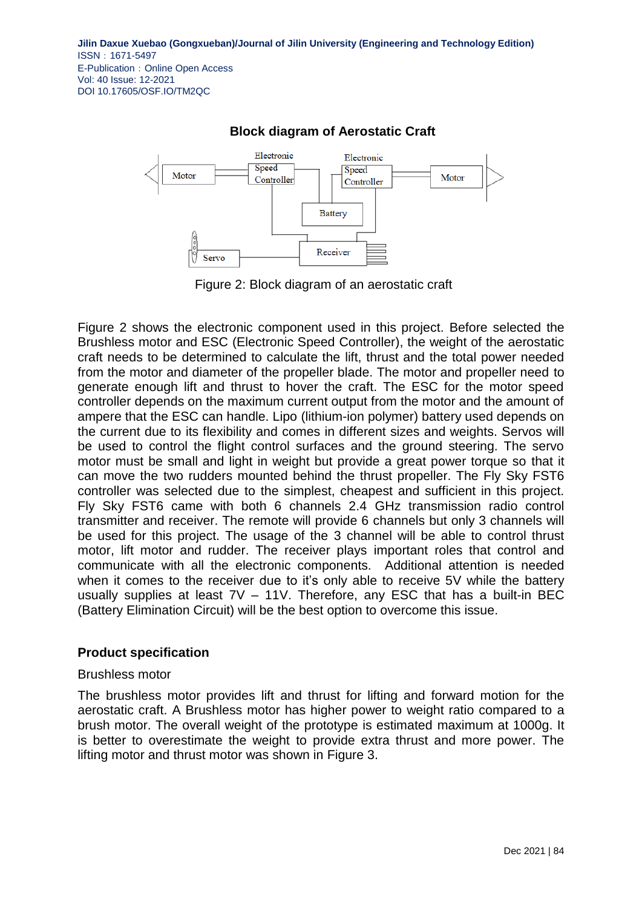**Block diagram of Aerostatic Craft**

Figure 2: Block diagram of an aerostatic craft

Figure 2 shows the electronic component used in this project. Before selected the Brushless motor and ESC (Electronic Speed Controller), the weight of the aerostatic craft needs to be determined to calculate the lift, thrust and the total power needed from the motor and diameter of the propeller blade. The motor and propeller need to generate enough lift and thrust to hover the craft. The ESC for the motor speed controller depends on the maximum current output from the motor and the amount of ampere that the ESC can handle. Lipo (lithium-ion polymer) battery used depends on the current due to its flexibility and comes in different sizes and weights. Servos will be used to control the flight control surfaces and the ground steering. The servo motor must be small and light in weight but provide a great power torque so that it can move the two rudders mounted behind the thrust propeller. The Fly Sky FST6 controller was selected due to the simplest, cheapest and sufficient in this project. Fly Sky FST6 came with both 6 channels 2.4 GHz transmission radio control transmitter and receiver. The remote will provide 6 channels but only 3 channels will be used for this project. The usage of the 3 channel will be able to control thrust motor, lift motor and rudder. The receiver plays important roles that control and communicate with all the electronic components. Additional attention is needed when it comes to the receiver due to it's only able to receive 5V while the battery usually supplies at least 7V – 11V. Therefore, any ESC that has a built-in BEC (Battery Elimination Circuit) will be the best option to overcome this issue.

## Product specification

Brushless motor

The brushless motor provides lift and thrust for lifting and forward motion for the aerostatic craft. A Brushless motor has higher power to weight ratio compared to a brush motor. The overall weight of the prototype is estimated maximum at 1000g. It is better to overestimate the weight to provide extra thrust and more power. The lifting motor and thrust motor was shown in Figure 3.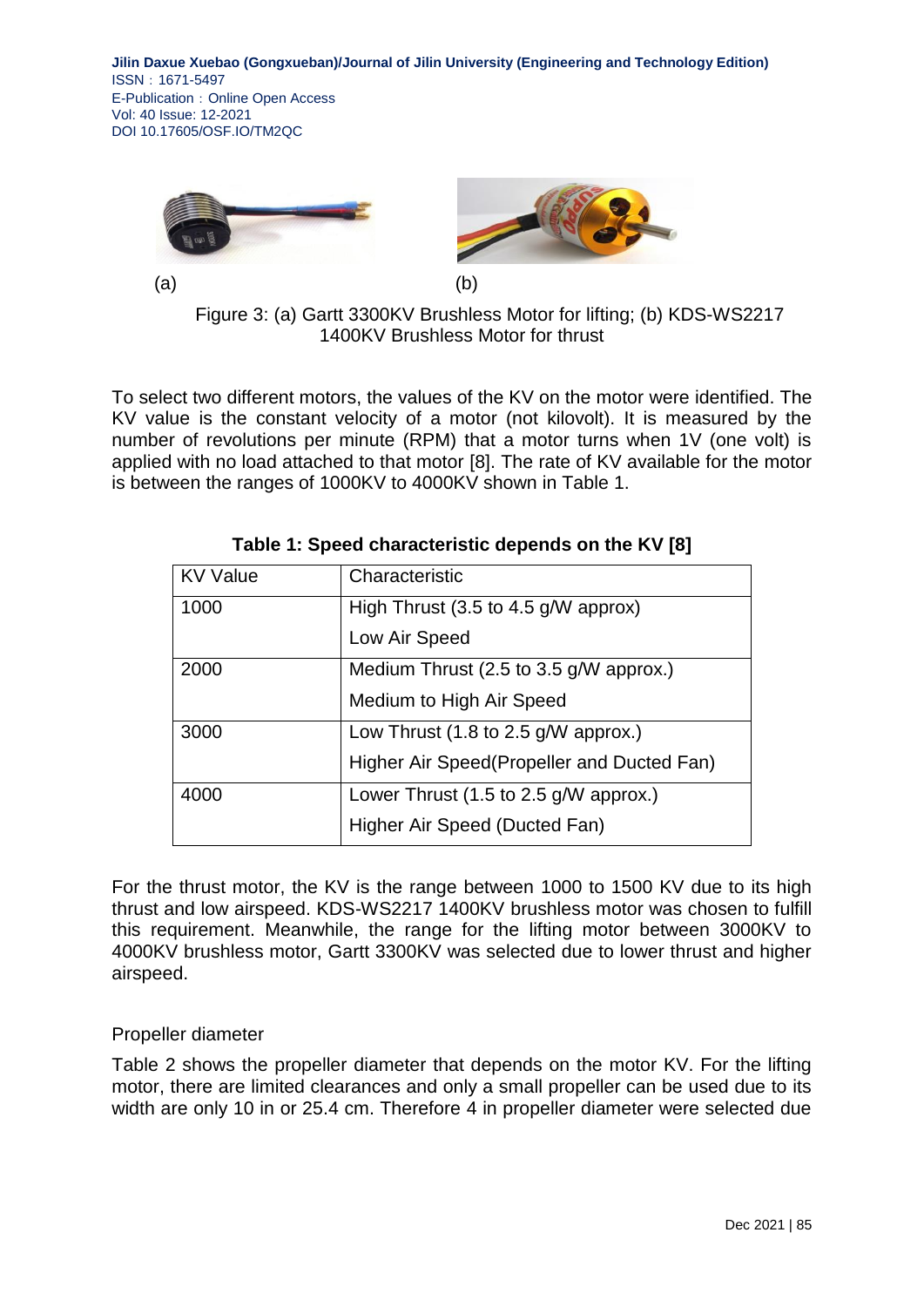(a) (b)

Figure 3: (a) Gartt 3300KV Brushless Motor for lifting; (b) KDS-WS2217 1400KV Brushless Motor for thrust

To select two different motors, the values of the KV on the motor were identified. The KV value is the constant velocity of a motor (not kilovolt). It is measured by the number of revolutions per minute (RPM) that a motor turns when 1V (one volt) is applied with no load attached to that motor [8]. The rate of KV available for the motor is between the ranges of 1000KV to 4000KV shown in Table 1.

**Table 1: Speed characteristic depends on the KV [8]**

| KV Value | Characteristic |
|---|---|
| 1000 | High Thrust (3.5 to 4.5 g/W approx)<br>Low Air Speed |
| 2000 | Medium Thrust (2.5 to 3.5 g/W approx.)<br>Medium to High Air Speed |
| 3000 | Low Thrust (1.8 to 2.5 g/W approx.)<br>Higher Air Speed(Propeller and Ducted Fan) |
| 4000 | Lower Thrust (1.5 to 2.5 g/W approx.)<br>Higher Air Speed (Ducted Fan) |

For the thrust motor, the KV is the range between 1000 to 1500 KV due to its high thrust and low airspeed. KDS-WS2217 1400KV brushless motor was chosen to fulfill this requirement. Meanwhile, the range for the lifting motor between 3000KV to 4000KV brushless motor, Gartt 3300KV was selected due to lower thrust and higher airspeed.

Propeller diameter

Table 2 shows the propeller diameter that depends on the motor KV. For the lifting motor, there are limited clearances and only a small propeller can be used due to its width are only 10 in or 25.4 cm. Therefore 4 in propeller diameter were selected due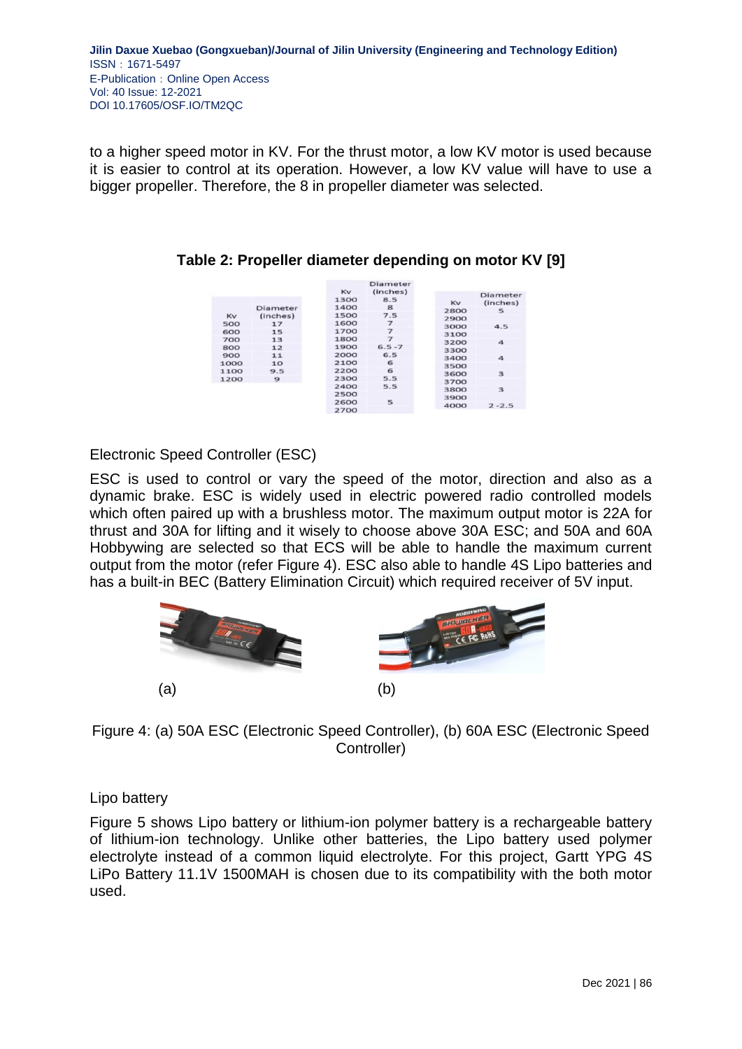to a higher speed motor in KV. For the thrust motor, a low KV motor is used because it is easier to control at its operation. However, a low KV value will have to use a bigger propeller. Therefore, the 8 in propeller diameter was selected.

**Table 2: Propeller diameter depending on motor KV [9]**

| Kv | Diameter (inches) |
|---|---|
| 500 | 17 |
| 600 | 15 |
| 700 | 13 |
| 800 | 12 |
| 900 | 11 |
| 1000 | 10 |
| 1100 | 9.5 |
| 1200 | 9 |

| Kv | Diameter (inches) |
|---|---|
| 1300 | 8.5 |
| 1400 | 8 |
| 1500 | 7.5 |
| 1600 | 7 |
| 1700 | 7 |
| 1800 | 7 |
| 1900 | 6.5 -7 |
| 2000 | 6.5 |
| 2100 | 6 |
| 2200 | 6 |
| 2300 | 5.5 |
| 2400 | 5.5 |
| 2500 | 5 |
| 2600 | |
| 2700 | |

| Kv | Diameter (inches) |
|---|---|
| 2800 | 5 |
| 2900 | 4.5 |
| 3000 | |
| 3100 | |
| 3200 | 4 |
| 3300 | |
| 3400 | 4 |
| 3500 | |
| 3600 | 3 |
| 3700 | |
| 3800 | 3 |
| 3900 | |
| 4000 | 2 -2.5 |

Electronic Speed Controller (ESC)

ESC is used to control or vary the speed of the motor, direction and also as a dynamic brake. ESC is widely used in electric powered radio controlled models which often paired up with a brushless motor. The maximum output motor is 22A for thrust and 30A for lifting and it wisely to choose above 30A ESC; and 50A and 60A Hobbywing are selected so that ECS will be able to handle the maximum current output from the motor (refer Figure 4). ESC also able to handle 4S Lipo batteries and has a built-in BEC (Battery Elimination Circuit) which required receiver of 5V input.

(a) (b)

Figure 4: (a) 50A ESC (Electronic Speed Controller), (b) 60A ESC (Electronic Speed Controller)

Lipo battery

Figure 5 shows Lipo battery or lithium-ion polymer battery is a rechargeable battery of lithium-ion technology. Unlike other batteries, the Lipo battery used polymer electrolyte instead of a common liquid electrolyte. For this project, Gartt YPG 4S LiPo Battery 11.1V 1500MAH is chosen due to its compatibility with the both motor used.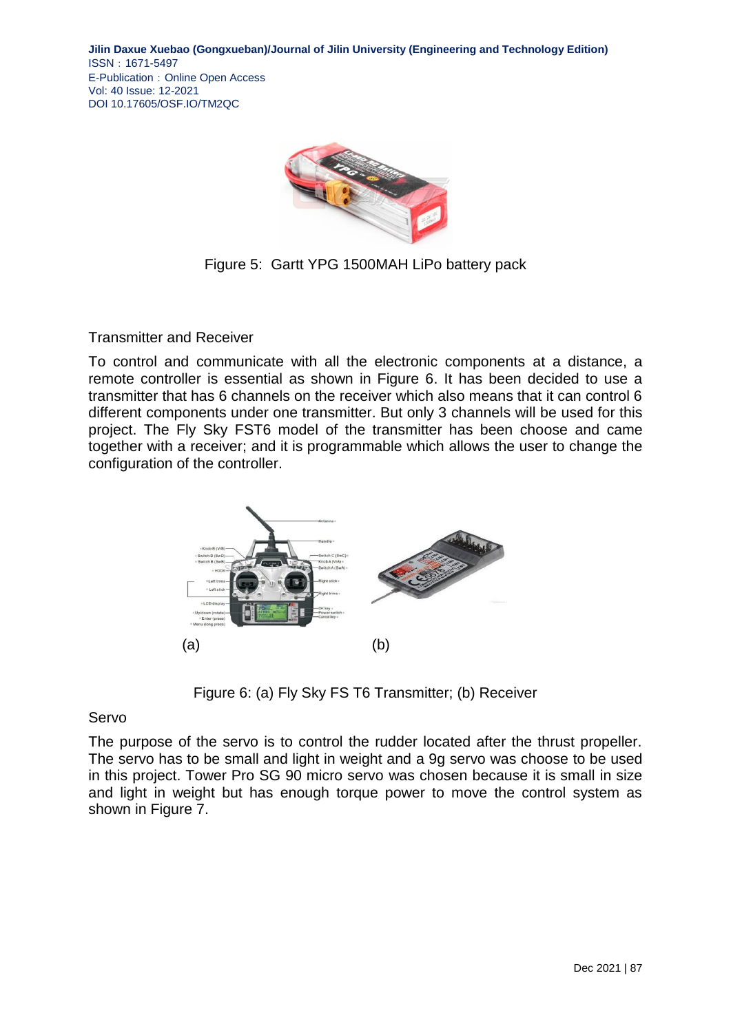Figure 5: Gartt YPG 1500MAH LiPo battery pack

## Transmitter and Receiver

To control and communicate with all the electronic components at a distance, a remote controller is essential as shown in Figure 6. It has been decided to use a transmitter that has 6 channels on the receiver which also means that it can control 6 different components under one transmitter. But only 3 channels will be used for this project. The Fly Sky FST6 model of the transmitter has been choose and came together with a receiver; and it is programmable which allows the user to change the configuration of the controller.

(a) (b)

Figure 6: (a) Fly Sky FS T6 Transmitter; (b) Receiver

## Servo

The purpose of the servo is to control the rudder located after the thrust propeller. The servo has to be small and light in weight and a 9g servo was choose to be used in this project. Tower Pro SG 90 micro servo was chosen because it is small in size and light in weight but has enough torque power to move the control system as shown in Figure 7.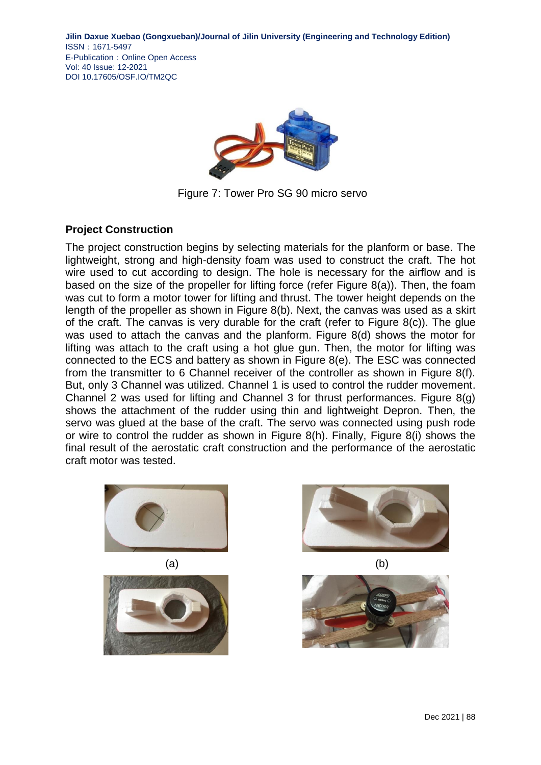Figure 7: Tower Pro SG 90 micro servo

### Project Construction

The project construction begins by selecting materials for the planform or base. The lightweight, strong and high-density foam was used to construct the craft. The hot wire used to cut according to design. The hole is necessary for the airflow and is based on the size of the propeller for lifting force (refer Figure 8(a)). Then, the foam was cut to form a motor tower for lifting and thrust. The tower height depends on the length of the propeller as shown in Figure 8(b). Next, the canvas was used as a skirt of the craft. The canvas is very durable for the craft (refer to Figure 8(c)). The glue was used to attach the canvas and the planform. Figure 8(d) shows the motor for lifting was attach to the craft using a hot glue gun. Then, the motor for lifting was connected to the ECS and battery as shown in Figure 8(e). The ESC was connected from the transmitter to 6 Channel receiver of the controller as shown in Figure 8(f). But, only 3 Channel was utilized. Channel 1 is used to control the rudder movement. Channel 2 was used for lifting and Channel 3 for thrust performances. Figure 8(g) shows the attachment of the rudder using thin and lightweight Depron. Then, the servo was glued at the base of the craft. The servo was connected using push rode or wire to control the rudder as shown in Figure 8(h). Finally, Figure 8(i) shows the final result of the aerostatic craft construction and the performance of the aerostatic craft motor was tested.

(a)

(b)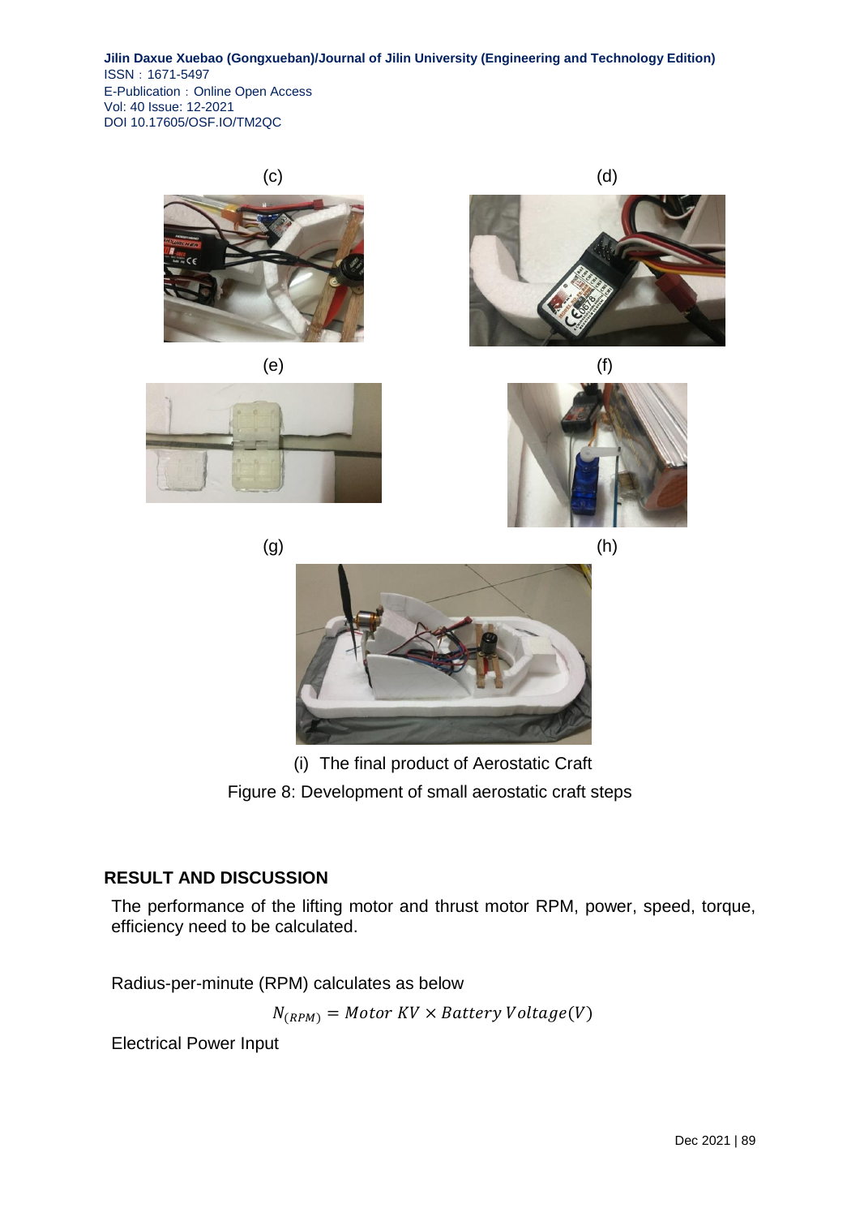(c)

(d)

(e)

(f)

(g)

(h)

(i) The final product of Aerostatic Craft

Figure 8: Development of small aerostatic craft steps

## RESULT AND DISCUSSION

The performance of the lifting motor and thrust motor RPM, power, speed, torque, efficiency need to be calculated.

Radius-per-minute (RPM) calculates as below

$$N_{(RPM)} = Motor\ KV \times Battery\ Voltage(V)$$

Electrical Power Input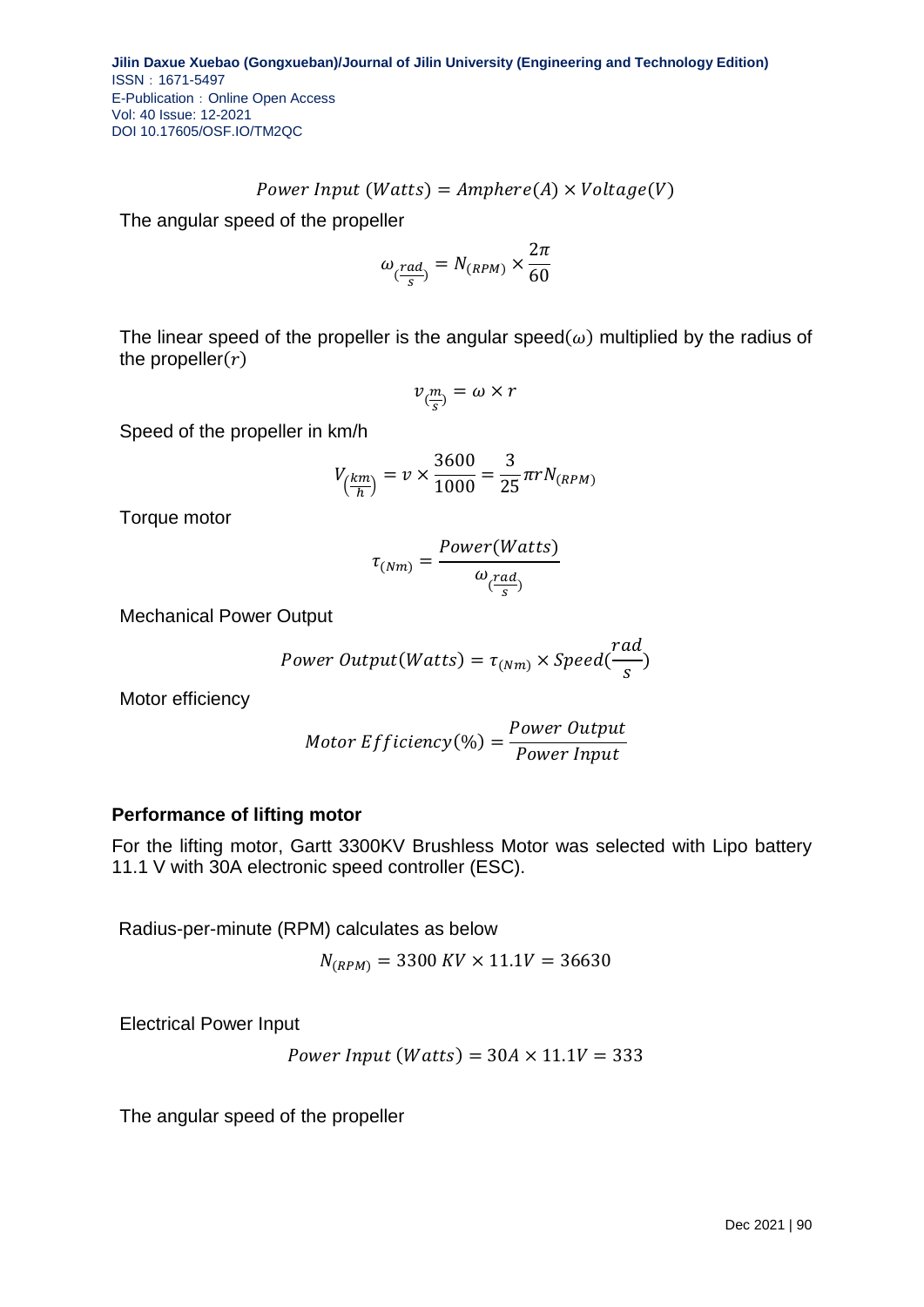$$Power\ Input\ (Watts) = Amphere(A) \times Voltage(V)$$

The angular speed of the propeller

$$\omega_{(\frac{rad}{s})} = N_{(RPM)} \times \frac{2\pi}{60}$$

The linear speed of the propeller is the angular speed($\omega$) multiplied by the radius of the propeller($r$)

$$v_{(\frac{m}{s})} = \omega \times r$$

Speed of the propeller in km/h

$$V_{(\frac{km}{h})} = v \times \frac{3600}{1000} = \frac{3}{25}\pi r N_{(RPM)}$$

Torque motor

$$\tau_{(Nm)} = \frac{Power(Watts)}{\omega_{(\frac{rad}{s})}}$$

Mechanical Power Output

$$Power\ Output(Watts) = \tau_{(Nm)} \times Speed(\frac{rad}{s})$$

Motor efficiency

$$Motor\ Efficiency(\%) = \frac{Power\ Output}{Power\ Input}$$

### Performance of lifting motor

For the lifting motor, Gartt 3300KV Brushless Motor was selected with Lipo battery 11.1 V with 30A electronic speed controller (ESC).

Radius-per-minute (RPM) calculates as below

$$N_{(RPM)} = 3300\ KV \times 11.1V = 36630$$

Electrical Power Input

$$Power\ Input\ (Watts) = 30A \times 11.1V = 333$$

The angular speed of the propeller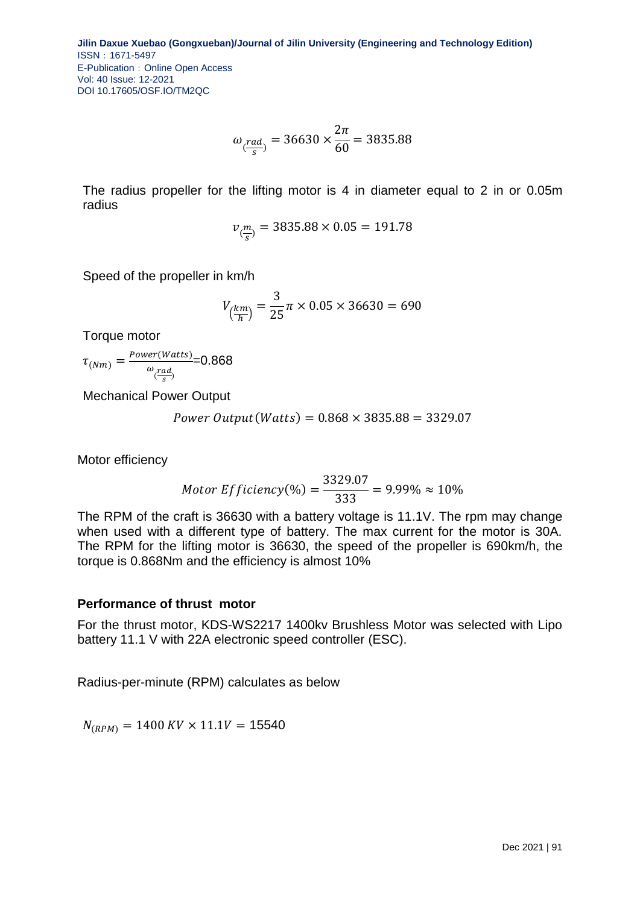$$\omega_{(\frac{rad}{s})} = 36630 \times \frac{2\pi}{60} = 3835.88$$

The radius propeller for the lifting motor is 4 in diameter equal to 2 in or 0.05m radius

$$v_{(\frac{m}{s})} = 3835.88 \times 0.05 = 191.78$$

Speed of the propeller in km/h

$$V_{(\frac{km}{h})} = \frac{3}{25}\pi \times 0.05 \times 36630 = 690$$

Torque motor

$$\tau_{(Nm)} = \frac{Power(Watts)}{\omega_{(\frac{rad}{s})}} = 0.868$$

Mechanical Power Output

$$Power\ Output(Watts) = 0.868 \times 3835.88 = 3329.07$$

Motor efficiency

$$Motor\ Efficiency(\%) = \frac{3329.07}{333} = 9.99\% \approx 10\%$$

The RPM of the craft is 36630 with a battery voltage is 11.1V. The rpm may change when used with a different type of battery. The max current for the motor is 30A. The RPM for the lifting motor is 36630, the speed of the propeller is 690km/h, the torque is 0.868Nm and the efficiency is almost 10%

### Performance of thrust motor

For the thrust motor, KDS-WS2217 1400kv Brushless Motor was selected with Lipo battery 11.1 V with 22A electronic speed controller (ESC).

Radius-per-minute (RPM) calculates as below

$$N_{(RPM)} = 1400\ KV \times 11.1V = 15540$$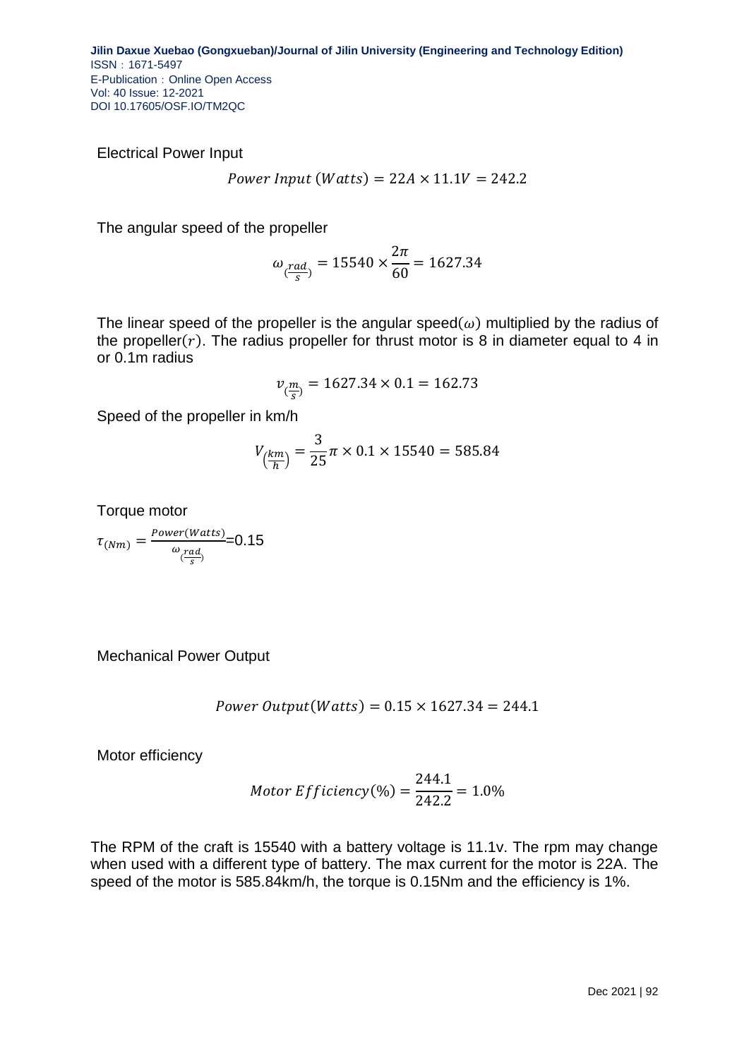Electrical Power Input

$$Power\ Input\ (Watts) = 22A \times 11.1V = 242.2$$

The angular speed of the propeller

$$\omega_{(\frac{rad}{s})} = 15540 \times \frac{2\pi}{60} = 1627.34$$

The linear speed of the propeller is the angular speed($\omega$) multiplied by the radius of the propeller($r$). The radius propeller for thrust motor is 8 in diameter equal to 4 in or 0.1m radius

$$v_{(\frac{m}{s})} = 1627.34 \times 0.1 = 162.73$$

Speed of the propeller in km/h

$$V_{(\frac{km}{h})} = \frac{3}{25}\pi \times 0.1 \times 15540 = 585.84$$

Torque motor

$$\tau_{(Nm)} = \frac{Power(Watts)}{\omega_{(\frac{rad}{s})}} = 0.15$$

Mechanical Power Output

$$Power\ Output(Watts) = 0.15 \times 1627.34 = 244.1$$

Motor efficiency

$$Motor\ Efficiency(\%) = \frac{244.1}{242.2} = 1.0\%$$

The RPM of the craft is 15540 with a battery voltage is 11.1v. The rpm may change when used with a different type of battery. The max current for the motor is 22A. The speed of the motor is 585.84km/h, the torque is 0.15Nm and the efficiency is 1%.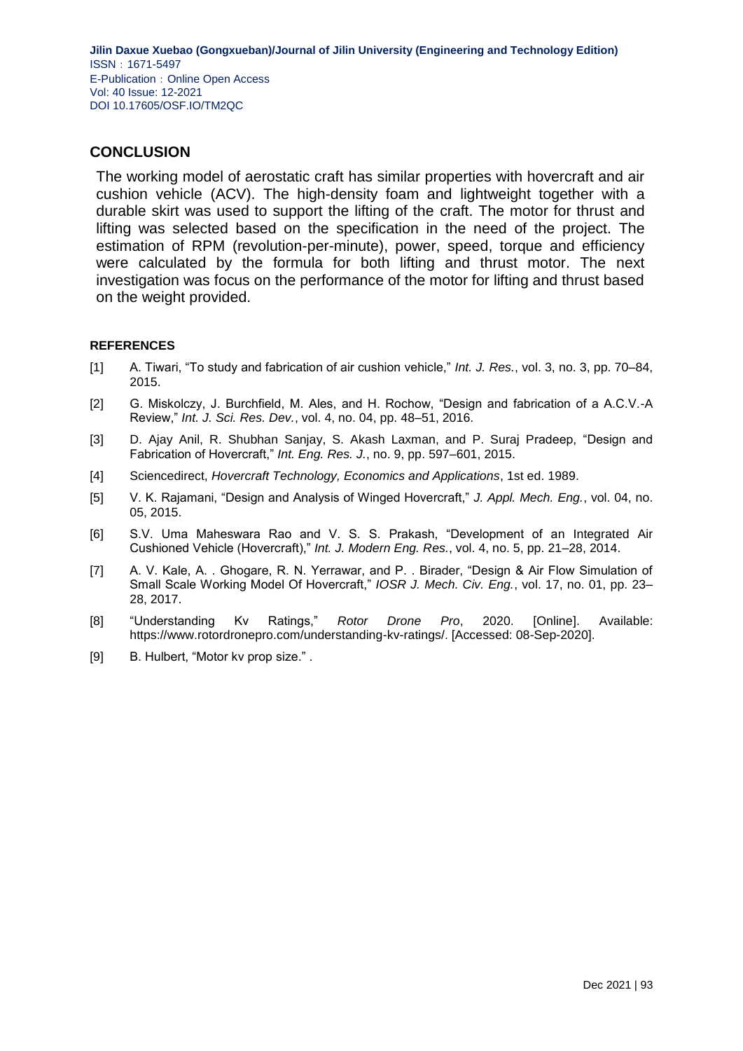## CONCLUSION

The working model of aerostatic craft has similar properties with hovercraft and air cushion vehicle (ACV). The high-density foam and lightweight together with a durable skirt was used to support the lifting of the craft. The motor for thrust and lifting was selected based on the specification in the need of the project. The estimation of RPM (revolution-per-minute), power, speed, torque and efficiency were calculated by the formula for both lifting and thrust motor. The next investigation was focus on the performance of the motor for lifting and thrust based on the weight provided.

### REFERENCES

[1] A. Tiwari, "To study and fabrication of air cushion vehicle," *Int. J. Res.*, vol. 3, no. 3, pp. 70–84, 2015.

[2] G. Miskolczy, J. Burchfield, M. Ales, and H. Rochow, "Design and fabrication of a A.C.V.-A Review," *Int. J. Sci. Res. Dev.*, vol. 4, no. 04, pp. 48–51, 2016.

[3] D. Ajay Anil, R. Shubhan Sanjay, S. Akash Laxman, and P. Suraj Pradeep, "Design and Fabrication of Hovercraft," *Int. Eng. Res. J.*, no. 9, pp. 597–601, 2015.

[4] Sciencedirect, *Hovercraft Technology, Economics and Applications*, 1st ed. 1989.

[5] V. K. Rajamani, "Design and Analysis of Winged Hovercraft," *J. Appl. Mech. Eng.*, vol. 04, no. 05, 2015.

[6] S.V. Uma Maheswara Rao and V. S. S. Prakash, "Development of an Integrated Air Cushioned Vehicle (Hovercraft)," *Int. J. Modern Eng. Res.*, vol. 4, no. 5, pp. 21–28, 2014.

[7] A. V. Kale, A. . Ghogare, R. N. Yerrawar, and P. . Birader, "Design & Air Flow Simulation of Small Scale Working Model Of Hovercraft," *IOSR J. Mech. Civ. Eng.*, vol. 17, no. 01, pp. 23–28, 2017.

[8] "Understanding Kv Ratings," *Rotor Drone Pro*, 2020. [Online]. Available: https://www.rotordronepro.com/understanding-kv-ratings/. [Accessed: 08-Sep-2020].

[9] B. Hulbert, "Motor kv prop size." .